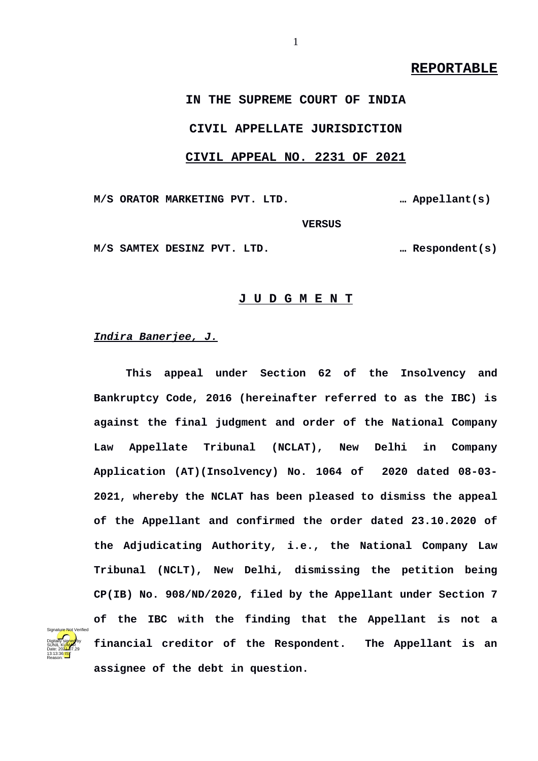**REPORTABLE**

**IN THE SUPREME COURT OF INDIA**

**CIVIL APPELLATE JURISDICTION**

**CIVIL APPEAL NO. 2231 OF 2021**

**M/S ORATOR MARKETING PVT. LTD. … Appellant(s)**

**VERSUS**

**M/S SAMTEX DESINZ PVT. LTD. … Respondent(s)**

**J U D G M E N T**

***Indira Banerjee, J.***

**This appeal under Section 62 of the Insolvency and Bankruptcy Code, 2016 (hereinafter referred to as the IBC) is against the final judgment and order of the National Company Law Appellate Tribunal (NCLAT), New Delhi in Company Application (AT)(Insolvency) No. 1064 of 2020 dated 08-03-2021, whereby the NCLAT has been pleased to dismiss the appeal of the Appellant and confirmed the order dated 23.10.2020 of the Adjudicating Authority, i.e., the National Company Law Tribunal (NCLT), New Delhi, dismissing the petition being CP(IB) No. 908/ND/2020, filed by the Appellant under Section 7 of the IBC with the finding that the Appellant is not a financial creditor of the Respondent. The Appellant is an assignee of the debt in question.**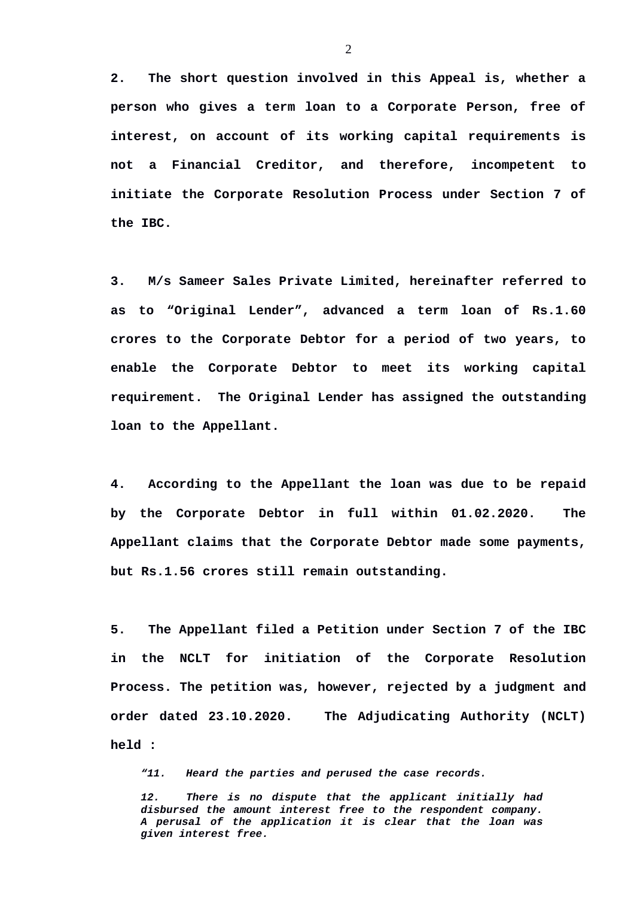**2. The short question involved in this Appeal is, whether a person who gives a term loan to a Corporate Person, free of interest, on account of its working capital requirements is not a Financial Creditor, and therefore, incompetent to initiate the Corporate Resolution Process under Section 7 of the IBC.**

**3. M/s Sameer Sales Private Limited, hereinafter referred to as to "Original Lender", advanced a term loan of Rs.1.60 crores to the Corporate Debtor for a period of two years, to enable the Corporate Debtor to meet its working capital requirement. The Original Lender has assigned the outstanding loan to the Appellant.**

**4. According to the Appellant the loan was due to be repaid by the Corporate Debtor in full within 01.02.2020. The Appellant claims that the Corporate Debtor made some payments, but Rs.1.56 crores still remain outstanding.**

**5. The Appellant filed a Petition under Section 7 of the IBC in the NCLT for initiation of the Corporate Resolution Process. The petition was, however, rejected by a judgment and order dated 23.10.2020. The Adjudicating Authority (NCLT) held :**

> ***"11. Heard the parties and perused the case records.***
>
> ***12. There is no dispute that the applicant initially had disbursed the amount interest free to the respondent company. A perusal of the application it is clear that the loan was given interest free.***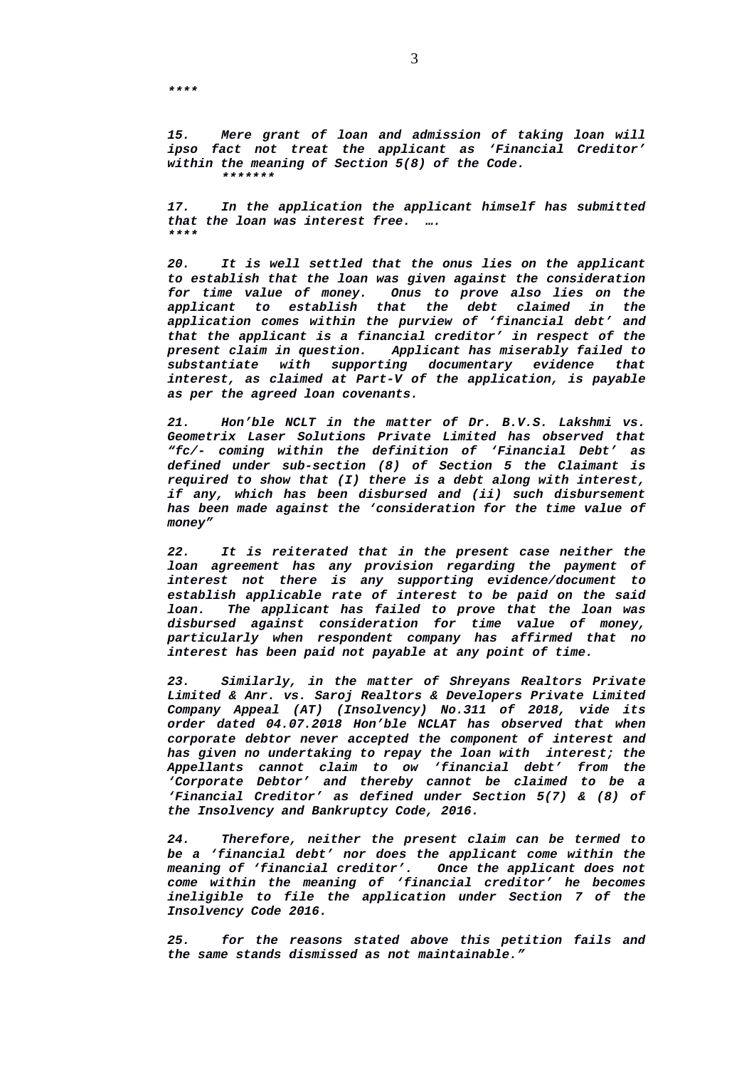*****

***15. Mere grant of loan and admission of taking loan will ipso fact not treat the applicant as 'Financial Creditor' within the meaning of Section 5(8) of the Code.***
*******

***17. In the application the applicant himself has submitted that the loan was interest free. ….***
****

***20. It is well settled that the onus lies on the applicant to establish that the loan was given against the consideration for time value of money. Onus to prove also lies on the applicant to establish that the debt claimed in the application comes within the purview of 'financial debt' and that the applicant is a financial creditor' in respect of the present claim in question. Applicant has miserably failed to substantiate with supporting documentary evidence that interest, as claimed at Part-V of the application, is payable as per the agreed loan covenants.***

***21. Hon'ble NCLT in the matter of Dr. B.V.S. Lakshmi vs. Geometrix Laser Solutions Private Limited has observed that "fc/- coming within the definition of 'Financial Debt' as defined under sub-section (8) of Section 5 the Claimant is required to show that (I) there is a debt along with interest, if any, which has been disbursed and (ii) such disbursement has been made against the 'consideration for the time value of money"***

***22. It is reiterated that in the present case neither the loan agreement has any provision regarding the payment of interest not there is any supporting evidence/document to establish applicable rate of interest to be paid on the said loan. The applicant has failed to prove that the loan was disbursed against consideration for time value of money, particularly when respondent company has affirmed that no interest has been paid not payable at any point of time.***

***23. Similarly, in the matter of Shreyans Realtors Private Limited & Anr. vs. Saroj Realtors & Developers Private Limited Company Appeal (AT) (Insolvency) No.311 of 2018, vide its order dated 04.07.2018 Hon'ble NCLAT has observed that when corporate debtor never accepted the component of interest and has given no undertaking to repay the loan with interest; the Appellants cannot claim to ow 'financial debt' from the 'Corporate Debtor' and thereby cannot be claimed to be a 'Financial Creditor' as defined under Section 5(7) & (8) of the Insolvency and Bankruptcy Code, 2016.***

***24. Therefore, neither the present claim can be termed to be a 'financial debt' nor does the applicant come within the meaning of 'financial creditor'. Once the applicant does not come within the meaning of 'financial creditor' he becomes ineligible to file the application under Section 7 of the Insolvency Code 2016.***

***25. for the reasons stated above this petition fails and the same stands dismissed as not maintainable."***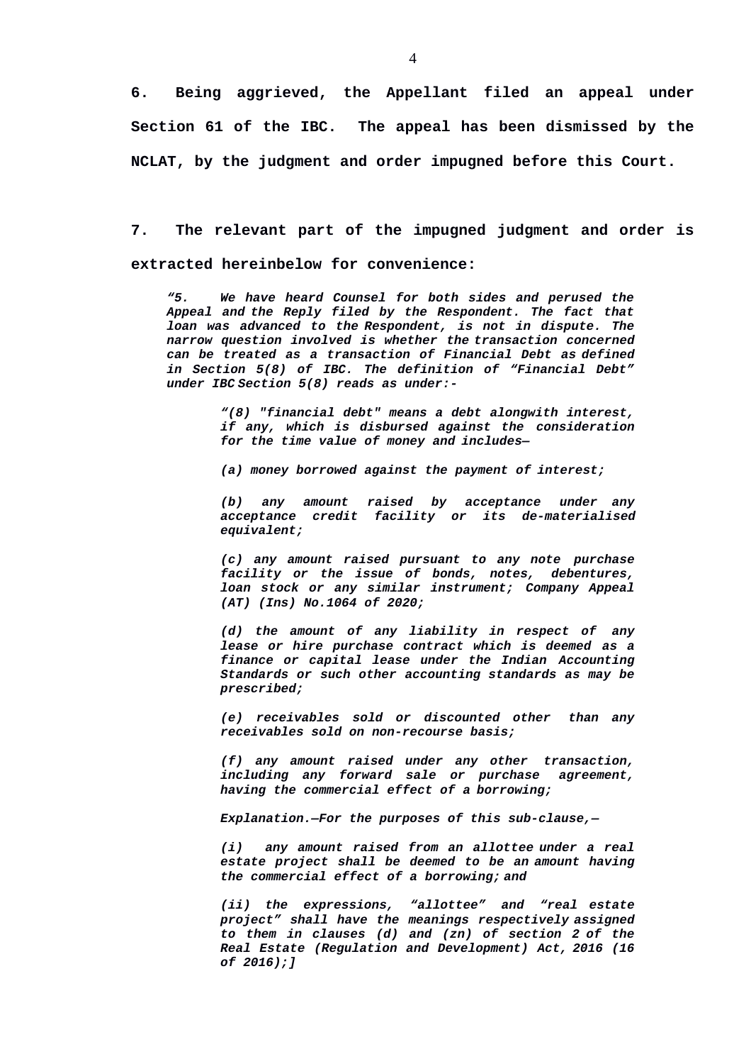**6. Being aggrieved, the Appellant filed an appeal under Section 61 of the IBC. The appeal has been dismissed by the NCLAT, by the judgment and order impugned before this Court.**

**7. The relevant part of the impugned judgment and order is extracted hereinbelow for convenience:**

> ***"5. We have heard Counsel for both sides and perused the Appeal and the Reply filed by the Respondent. The fact that loan was advanced to the Respondent, is not in dispute. The narrow question involved is whether the transaction concerned can be treated as a transaction of Financial Debt as defined in Section 5(8) of IBC. The definition of "Financial Debt" under IBC Section 5(8) reads as under:-***
>
> > ***"(8) "financial debt" means a debt alongwith interest, if any, which is disbursed against the consideration for the time value of money and includes—***
> >
> > ***(a) money borrowed against the payment of interest;***
> >
> > ***(b) any amount raised by acceptance under any acceptance credit facility or its de-materialised equivalent;***
> >
> > ***(c) any amount raised pursuant to any note purchase facility or the issue of bonds, notes, debentures, loan stock or any similar instrument; Company Appeal (AT) (Ins) No.1064 of 2020;***
> >
> > ***(d) the amount of any liability in respect of any lease or hire purchase contract which is deemed as a finance or capital lease under the Indian Accounting Standards or such other accounting standards as may be prescribed;***
> >
> > ***(e) receivables sold or discounted other than any receivables sold on non-recourse basis;***
> >
> > ***(f) any amount raised under any other transaction, including any forward sale or purchase agreement, having the commercial effect of a borrowing;***
> >
> > ***Explanation.—For the purposes of this sub-clause,—***
> >
> > ***(i) any amount raised from an allottee under a real estate project shall be deemed to be an amount having the commercial effect of a borrowing; and***
> >
> > ***(ii) the expressions, "allottee" and "real estate project" shall have the meanings respectively assigned to them in clauses (d) and (zn) of section 2 of the Real Estate (Regulation and Development) Act, 2016 (16 of 2016);]***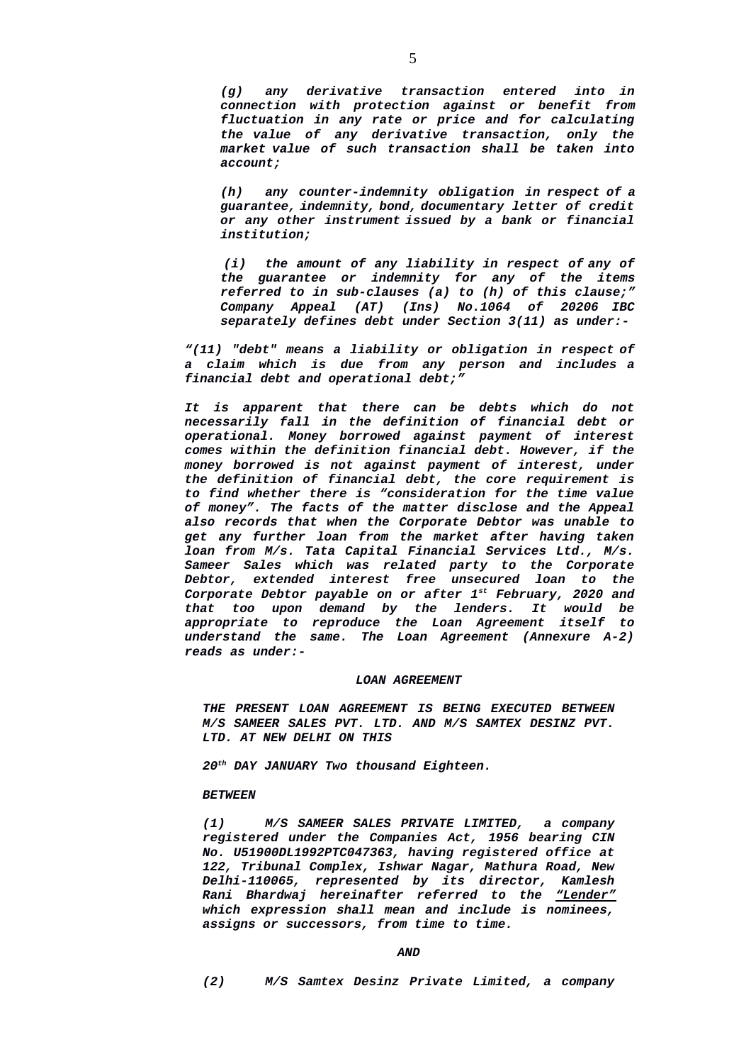*(g) any derivative transaction entered into in connection with protection against or benefit from fluctuation in any rate or price and for calculating the value of any derivative transaction, only the market value of such transaction shall be taken into account;*

*(h) any counter-indemnity obligation in respect of a guarantee, indemnity, bond, documentary letter of credit or any other instrument issued by a bank or financial institution;*

*(i) the amount of any liability in respect of any of the guarantee or indemnity for any of the items referred to in sub-clauses (a) to (h) of this clause;" Company Appeal (AT) (Ins) No.1064 of 20206 IBC separately defines debt under Section 3(11) as under:-*

*"(11) "debt" means a liability or obligation in respect of a claim which is due from any person and includes a financial debt and operational debt;"*

*It is apparent that there can be debts which do not necessarily fall in the definition of financial debt or operational. Money borrowed against payment of interest comes within the definition financial debt. However, if the money borrowed is not against payment of interest, under the definition of financial debt, the core requirement is to find whether there is "consideration for the time value of money". The facts of the matter disclose and the Appeal also records that when the Corporate Debtor was unable to get any further loan from the market after having taken loan from M/s. Tata Capital Financial Services Ltd., M/s. Sameer Sales which was related party to the Corporate Debtor, extended interest free unsecured loan to the Corporate Debtor payable on or after 1st February, 2020 and that too upon demand by the lenders. It would be appropriate to reproduce the Loan Agreement itself to understand the same. The Loan Agreement (Annexure A-2) reads as under:-*

***LOAN AGREEMENT***

***THE PRESENT LOAN AGREEMENT IS BEING EXECUTED BETWEEN M/S SAMEER SALES PVT. LTD. AND M/S SAMTEX DESINZ PVT. LTD. AT NEW DELHI ON THIS***

***20th DAY JANUARY Two thousand Eighteen.***

***BETWEEN***

*(1) **M/S SAMEER SALES PRIVATE LIMITED**, a company registered under the Companies Act, 1956 bearing CIN No. U51900DL1992PTC047363, having registered office at 122, Tribunal Complex, Ishwar Nagar, Mathura Road, New Delhi-110065, represented by its director, Kamlesh Rani Bhardwaj hereinafter referred to the "Lender" which expression shall mean and include is nominees, assigns or successors, from time to time.*

***AND***

*(2) M/S Samtex Desinz Private Limited, a company*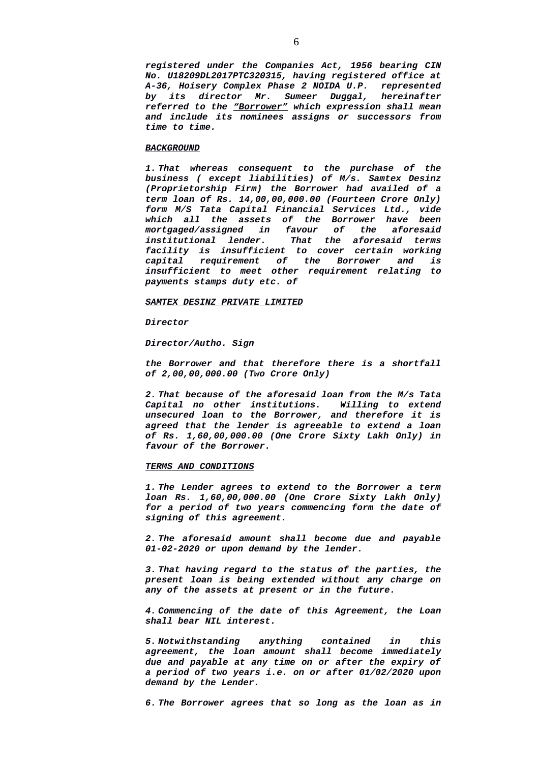*registered under the Companies Act, 1956 bearing CIN No. U18209DL2017PTC320315, having registered office at A-36, Hoisery Complex Phase 2 NOIDA U.P. represented by its director Mr. Sumeer Duggal, hereinafter referred to the "Borrower" which expression shall mean and include its nominees assigns or successors from time to time.*

***BACKGROUND***

*1. That whereas consequent to the purchase of the business ( except liabilities) of M/s. Samtex Desinz (Proprietorship Firm) the Borrower had availed of a term loan of Rs. 14,00,00,000.00 (Fourteen Crore Only) form M/S Tata Capital Financial Services Ltd., vide which all the assets of the Borrower have been mortgaged/assigned in favour of the aforesaid institutional lender. That the aforesaid terms facility is insufficient to cover certain working capital requirement of the Borrower and is insufficient to meet other requirement relating to payments stamps duty etc. of*

***SAMTEX DESINZ PRIVATE LIMITED***

***Director***

***Director/Autho. Sign***

*the Borrower and that therefore there is a shortfall of 2,00,00,000.00 (Two Crore Only)*

*2. That because of the aforesaid loan from the M/s Tata Capital no other institutions. Willing to extend unsecured loan to the Borrower, and therefore it is agreed that the lender is agreeable to extend a loan of Rs. 1,60,00,000.00 (One Crore Sixty Lakh Only) in favour of the Borrower.*

***TERMS AND CONDITIONS***

*1. The Lender agrees to extend to the Borrower a term loan Rs. 1,60,00,000.00 (One Crore Sixty Lakh Only) for a period of two years commencing form the date of signing of this agreement.*

*2. The aforesaid amount shall become due and payable 01-02-2020 or upon demand by the lender.*

*3. That having regard to the status of the parties, the present loan is being extended without any charge on any of the assets at present or in the future.*

*4. Commencing of the date of this Agreement, the Loan shall bear NIL interest.*

*5. Notwithstanding anything contained in this agreement, the loan amount shall become immediately due and payable at any time on or after the expiry of a period of two years i.e. on or after 01/02/2020 upon demand by the Lender.*

*6. The Borrower agrees that so long as the loan as in*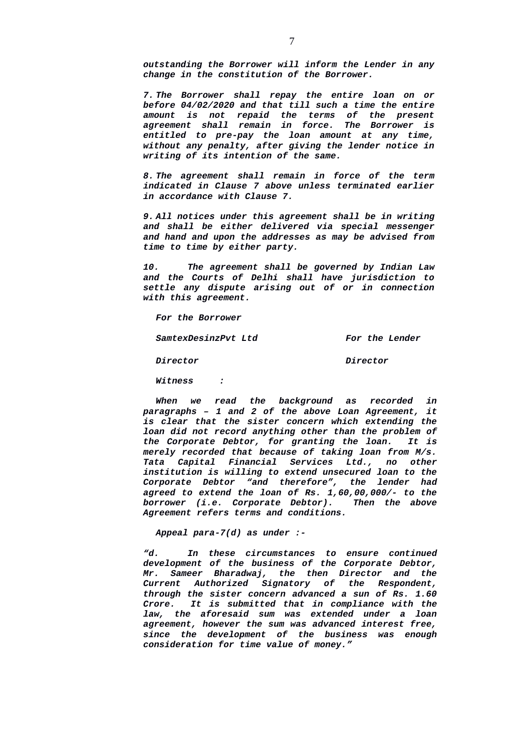***outstanding the Borrower will inform the Lender in any change in the constitution of the Borrower.***

***7. The Borrower shall repay the entire loan on or before 04/02/2020 and that till such a time the entire amount is not repaid the terms of the present agreement shall remain in force. The Borrower is entitled to pre-pay the loan amount at any time, without any penalty, after giving the lender notice in writing of its intention of the same.***

***8. The agreement shall remain in force of the term indicated in Clause 7 above unless terminated earlier in accordance with Clause 7.***

***9. All notices under this agreement shall be in writing and shall be either delivered via special messenger and hand and upon the addresses as may be advised from time to time by either party.***

***10. The agreement shall be governed by Indian Law and the Courts of Delhi shall have jurisdiction to settle any dispute arising out of or in connection with this agreement.***

***For the Borrower***

***SamtexDesinzPvt Ltd*** &nbsp;&nbsp;&nbsp;&nbsp;&nbsp;&nbsp;&nbsp;&nbsp; ***For the Lender***

***Director*** &nbsp;&nbsp;&nbsp;&nbsp;&nbsp;&nbsp;&nbsp;&nbsp; ***Director***

***Witness :***

***When we read the background as recorded in paragraphs – 1 and 2 of the above Loan Agreement, it is clear that the sister concern which extending the loan did not record anything other than the problem of the Corporate Debtor, for granting the loan. It is merely recorded that because of taking loan from M/s. Tata Capital Financial Services Ltd., no other institution is willing to extend unsecured loan to the Corporate Debtor "and therefore", the lender had agreed to extend the loan of Rs. 1,60,00,000/- to the borrower (i.e. Corporate Debtor). Then the above Agreement refers terms and conditions.***

***Appeal para-7(d) as under :-***

***"d. In these circumstances to ensure continued development of the business of the Corporate Debtor, Mr. Sameer Bharadwaj, the then Director and the Current Authorized Signatory of the Respondent, through the sister concern advanced a sun of Rs. 1.60 Crore. It is submitted that in compliance with the law, the aforesaid sum was extended under a loan agreement, however the sum was advanced interest free, since the development of the business was enough consideration for time value of money."***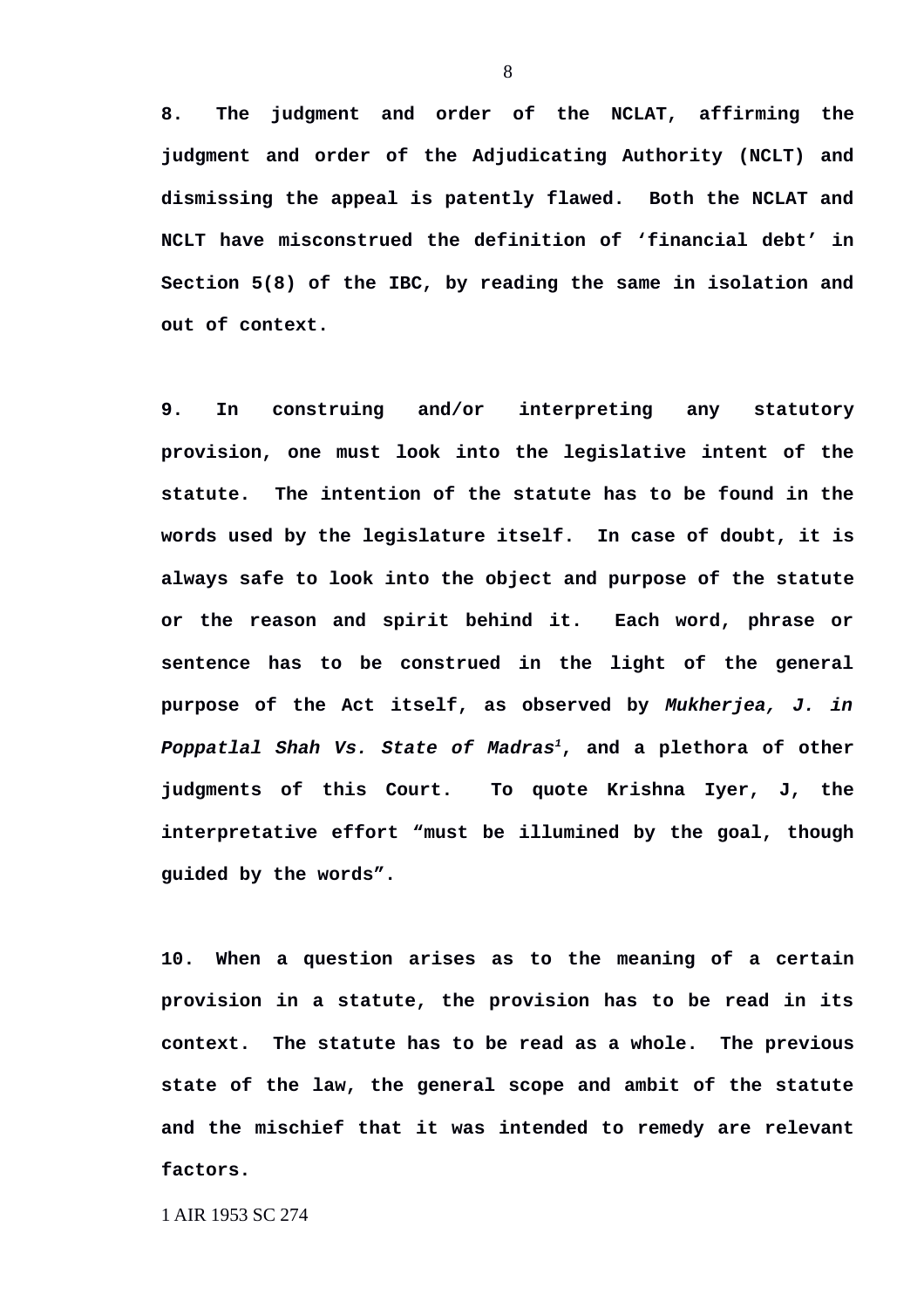**8. The judgment and order of the NCLAT, affirming the judgment and order of the Adjudicating Authority (NCLT) and dismissing the appeal is patently flawed. Both the NCLAT and NCLT have misconstrued the definition of 'financial debt' in Section 5(8) of the IBC, by reading the same in isolation and out of context.**

**9. In construing and/or interpreting any statutory provision, one must look into the legislative intent of the statute. The intention of the statute has to be found in the words used by the legislature itself. In case of doubt, it is always safe to look into the object and purpose of the statute or the reason and spirit behind it. Each word, phrase or sentence has to be construed in the light of the general purpose of the Act itself, as observed by *Mukherjea, J. in Poppatlal Shah Vs. State of Madras*[1], and a plethora of other judgments of this Court. To quote Krishna Iyer, J, the interpretative effort "must be illumined by the goal, though guided by the words".**

**10. When a question arises as to the meaning of a certain provision in a statute, the provision has to be read in its context. The statute has to be read as a whole. The previous state of the law, the general scope and ambit of the statute and the mischief that it was intended to remedy are relevant factors.**

1 AIR 1953 SC 274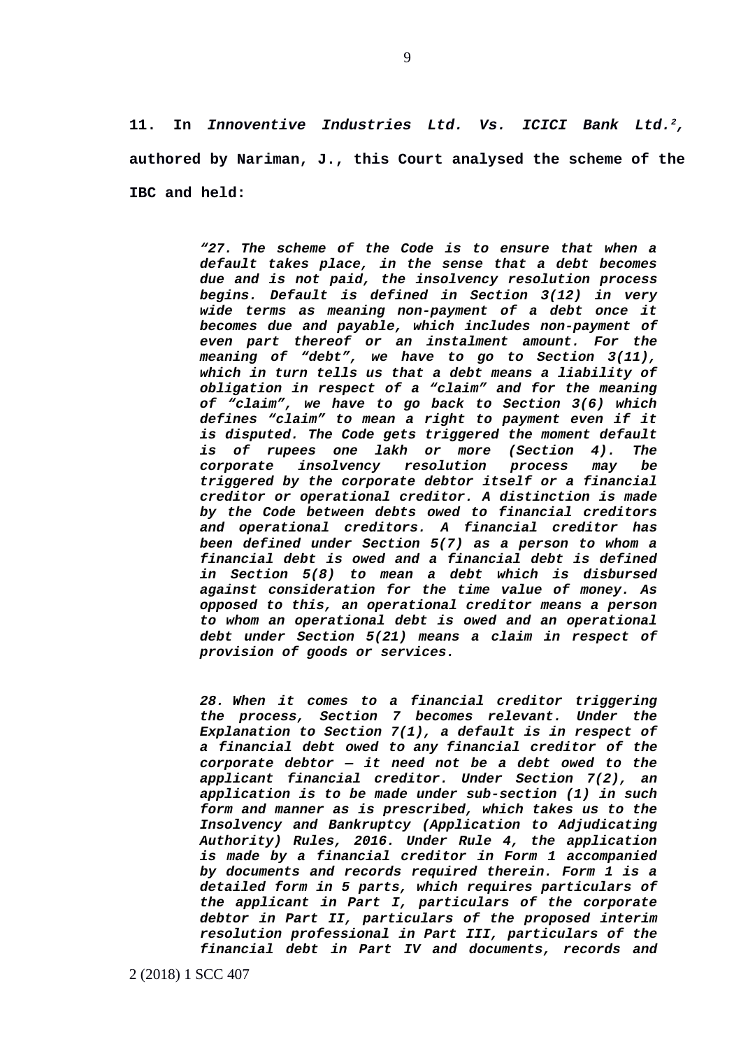**11. In *Innoventive Industries Ltd. Vs. ICICI Bank Ltd.*[2], authored by Nariman, J., this Court analysed the scheme of the IBC and held:**

> ***"27. The scheme of the Code is to ensure that when a default takes place, in the sense that a debt becomes due and is not paid, the insolvency resolution process begins. Default is defined in Section 3(12) in very wide terms as meaning non-payment of a debt once it becomes due and payable, which includes non-payment of even part thereof or an instalment amount. For the meaning of "debt", we have to go to Section 3(11), which in turn tells us that a debt means a liability of obligation in respect of a "claim" and for the meaning of "claim", we have to go back to Section 3(6) which defines "claim" to mean a right to payment even if it is disputed. The Code gets triggered the moment default is of rupees one lakh or more (Section 4). The corporate insolvency resolution process may be triggered by the corporate debtor itself or a financial creditor or operational creditor. A distinction is made by the Code between debts owed to financial creditors and operational creditors. A financial creditor has been defined under Section 5(7) as a person to whom a financial debt is owed and a financial debt is defined in Section 5(8) to mean a debt which is disbursed against consideration for the time value of money. As opposed to this, an operational creditor means a person to whom an operational debt is owed and an operational debt under Section 5(21) means a claim in respect of provision of goods or services.***
>
> ***28. When it comes to a financial creditor triggering the process, Section 7 becomes relevant. Under the Explanation to Section 7(1), a default is in respect of a financial debt owed to any financial creditor of the corporate debtor — it need not be a debt owed to the applicant financial creditor. Under Section 7(2), an application is to be made under sub-section (1) in such form and manner as is prescribed, which takes us to the Insolvency and Bankruptcy (Application to Adjudicating Authority) Rules, 2016. Under Rule 4, the application is made by a financial creditor in Form 1 accompanied by documents and records required therein. Form 1 is a detailed form in 5 parts, which requires particulars of the applicant in Part I, particulars of the corporate debtor in Part II, particulars of the proposed interim resolution professional in Part III, particulars of the financial debt in Part IV and documents, records and***

2 (2018) 1 SCC 407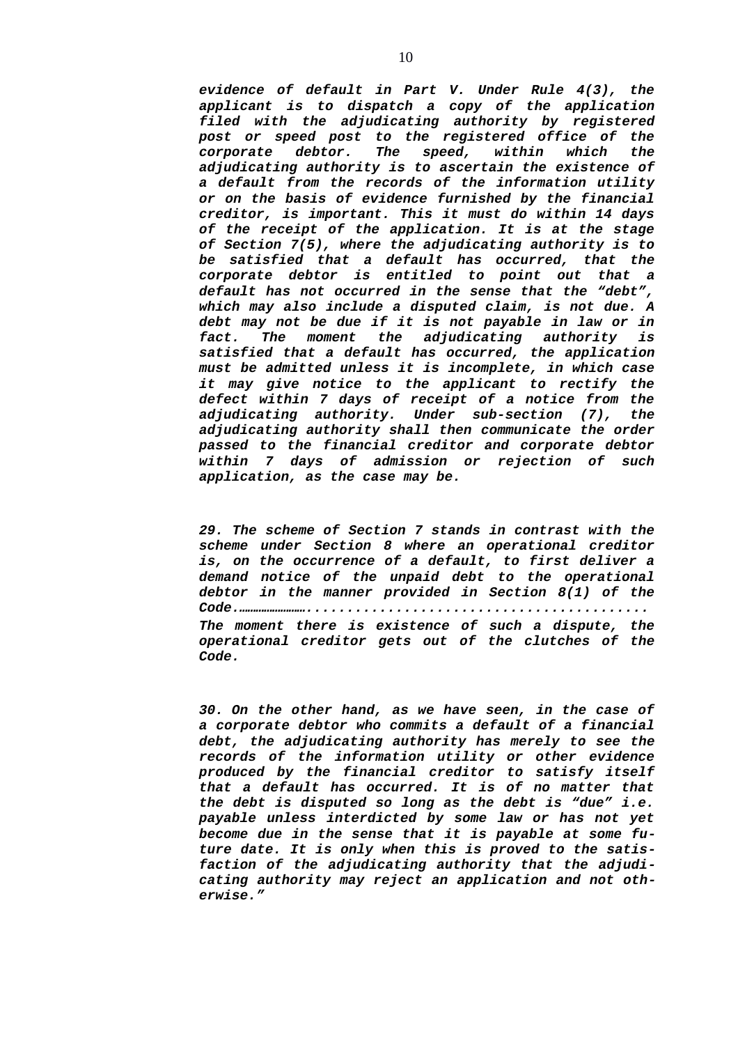***evidence of default in Part V. Under Rule 4(3), the applicant is to dispatch a copy of the application filed with the adjudicating authority by registered post or speed post to the registered office of the corporate debtor. The speed, within which the adjudicating authority is to ascertain the existence of a default from the records of the information utility or on the basis of evidence furnished by the financial creditor, is important. This it must do within 14 days of the receipt of the application. It is at the stage of Section 7(5), where the adjudicating authority is to be satisfied that a default has occurred, that the corporate debtor is entitled to point out that a default has not occurred in the sense that the "debt", which may also include a disputed claim, is not due. A debt may not be due if it is not payable in law or in fact. The moment the adjudicating authority is satisfied that a default has occurred, the application must be admitted unless it is incomplete, in which case it may give notice to the applicant to rectify the defect within 7 days of receipt of a notice from the adjudicating authority. Under sub-section (7), the adjudicating authority shall then communicate the order passed to the financial creditor and corporate debtor within 7 days of admission or rejection of such application, as the case may be.***

***29. The scheme of Section 7 stands in contrast with the scheme under Section 8 where an operational creditor is, on the occurrence of a default, to first deliver a demand notice of the unpaid debt to the operational debtor in the manner provided in Section 8(1) of the Code………………........................................ The moment there is existence of such a dispute, the operational creditor gets out of the clutches of the Code.***

***30. On the other hand, as we have seen, in the case of a corporate debtor who commits a default of a financial debt, the adjudicating authority has merely to see the records of the information utility or other evidence produced by the financial creditor to satisfy itself that a default has occurred. It is of no matter that the debt is disputed so long as the debt is "due" i.e. payable unless interdicted by some law or has not yet become due in the sense that it is payable at some future date. It is only when this is proved to the satisfaction of the adjudicating authority that the adjudicating authority may reject an application and not otherwise."***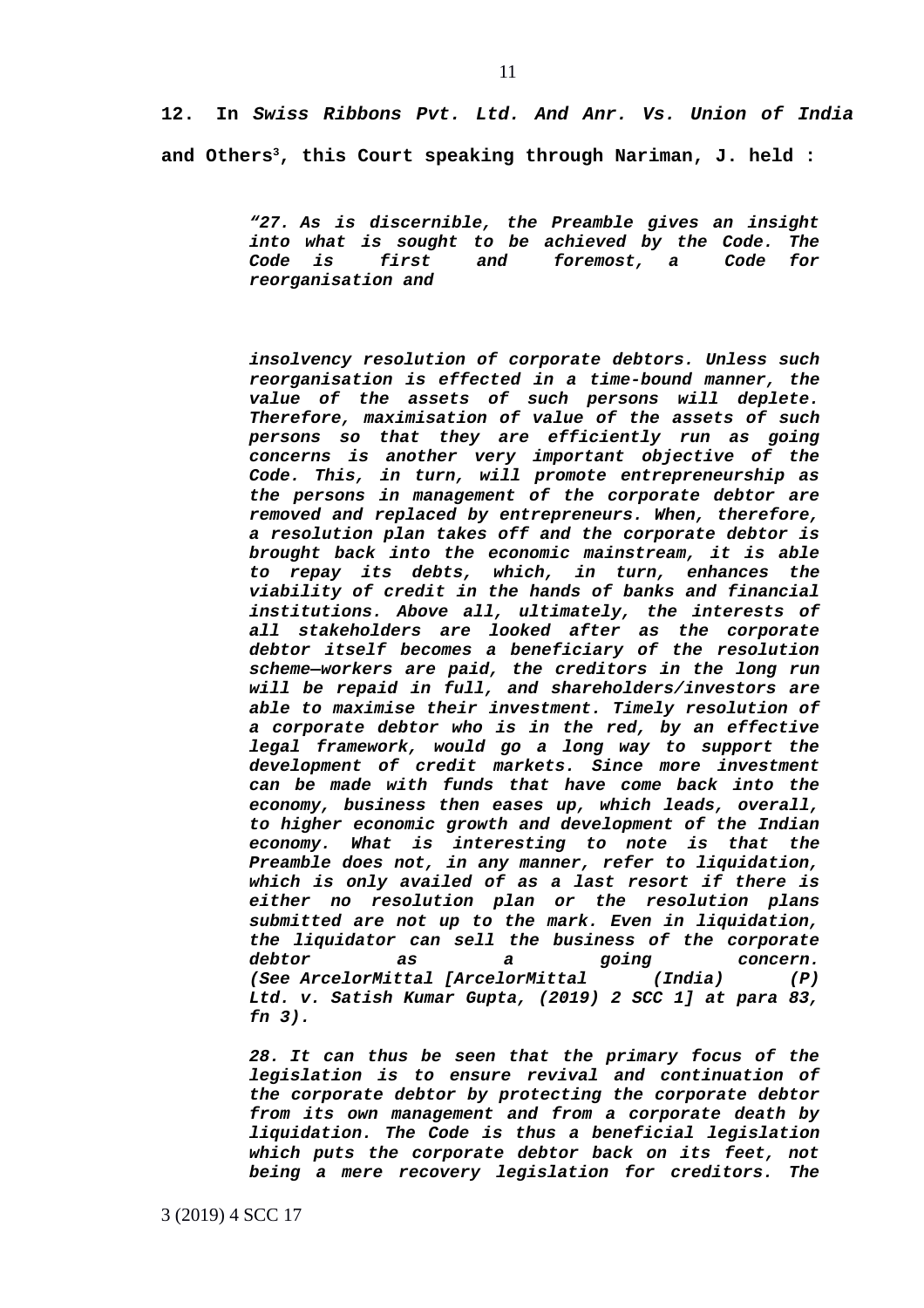**12. In *Swiss Ribbons Pvt. Ltd. And Anr. Vs. Union of India* and Others[3], this Court speaking through Nariman, J. held :**

> ***"27. As is discernible, the Preamble gives an insight into what is sought to be achieved by the Code. The Code is first and foremost, a Code for reorganisation and insolvency resolution of corporate debtors. Unless such reorganisation is effected in a time-bound manner, the value of the assets of such persons will deplete. Therefore, maximisation of value of the assets of such persons so that they are efficiently run as going concerns is another very important objective of the Code. This, in turn, will promote entrepreneurship as the persons in management of the corporate debtor are removed and replaced by entrepreneurs. When, therefore, a resolution plan takes off and the corporate debtor is brought back into the economic mainstream, it is able to repay its debts, which, in turn, enhances the viability of credit in the hands of banks and financial institutions. Above all, ultimately, the interests of all stakeholders are looked after as the corporate debtor itself becomes a beneficiary of the resolution scheme—workers are paid, the creditors in the long run will be repaid in full, and shareholders/investors are able to maximise their investment. Timely resolution of a corporate debtor who is in the red, by an effective legal framework, would go a long way to support the development of credit markets. Since more investment can be made with funds that have come back into the economy, business then eases up, which leads, overall, to higher economic growth and development of the Indian economy. What is interesting to note is that the Preamble does not, in any manner, refer to liquidation, which is only availed of as a last resort if there is either no resolution plan or the resolution plans submitted are not up to the mark. Even in liquidation, the liquidator can sell the business of the corporate debtor as a going concern. (See ArcelorMittal [ArcelorMittal (India) (P) Ltd. v. Satish Kumar Gupta, (2019) 2 SCC 1] at para 83, fn 3).***
>
> ***28. It can thus be seen that the primary focus of the legislation is to ensure revival and continuation of the corporate debtor by protecting the corporate debtor from its own management and from a corporate death by liquidation. The Code is thus a beneficial legislation which puts the corporate debtor back on its feet, not being a mere recovery legislation for creditors. The***

3 (2019) 4 SCC 17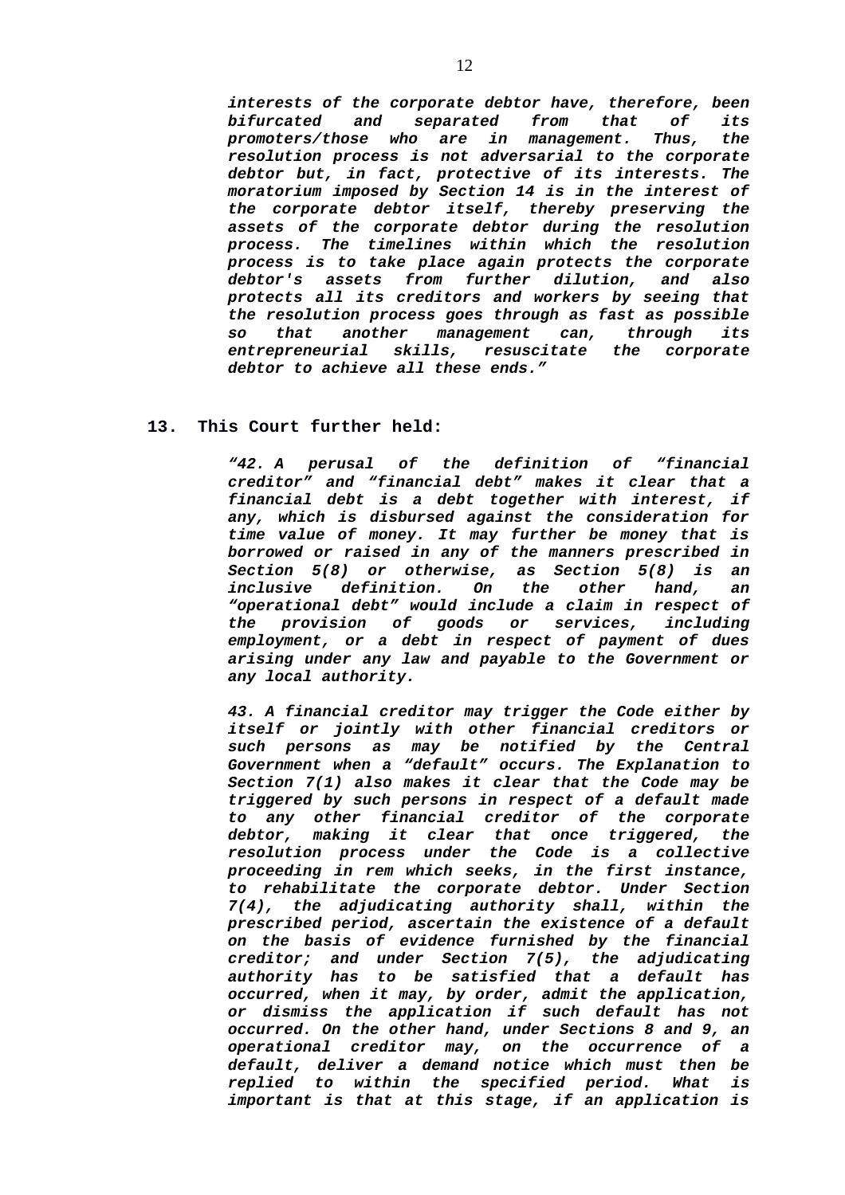*interests of the corporate debtor have, therefore, been bifurcated and separated from that of its promoters/those who are in management. Thus, the resolution process is not adversarial to the corporate debtor but, in fact, protective of its interests. The moratorium imposed by Section 14 is in the interest of the corporate debtor itself, thereby preserving the assets of the corporate debtor during the resolution process. The timelines within which the resolution process is to take place again protects the corporate debtor's assets from further dilution, and also protects all its creditors and workers by seeing that the resolution process goes through as fast as possible so that another management can, through its entrepreneurial skills, resuscitate the corporate debtor to achieve all these ends."*

**13. This Court further held:**

*"42. A perusal of the definition of "financial creditor" and "financial debt" makes it clear that a financial debt is a debt together with interest, if any, which is disbursed against the consideration for time value of money. It may further be money that is borrowed or raised in any of the manners prescribed in Section 5(8) or otherwise, as Section 5(8) is an inclusive definition. On the other hand, an "operational debt" would include a claim in respect of the provision of goods or services, including employment, or a debt in respect of payment of dues arising under any law and payable to the Government or any local authority.*

*43. A financial creditor may trigger the Code either by itself or jointly with other financial creditors or such persons as may be notified by the Central Government when a "default" occurs. The Explanation to Section 7(1) also makes it clear that the Code may be triggered by such persons in respect of a default made to any other financial creditor of the corporate debtor, making it clear that once triggered, the resolution process under the Code is a collective proceeding in rem which seeks, in the first instance, to rehabilitate the corporate debtor. Under Section 7(4), the adjudicating authority shall, within the prescribed period, ascertain the existence of a default on the basis of evidence furnished by the financial creditor; and under Section 7(5), the adjudicating authority has to be satisfied that a default has occurred, when it may, by order, admit the application, or dismiss the application if such default has not occurred. On the other hand, under Sections 8 and 9, an operational creditor may, on the occurrence of a default, deliver a demand notice which must then be replied to within the specified period. What is important is that at this stage, if an application is*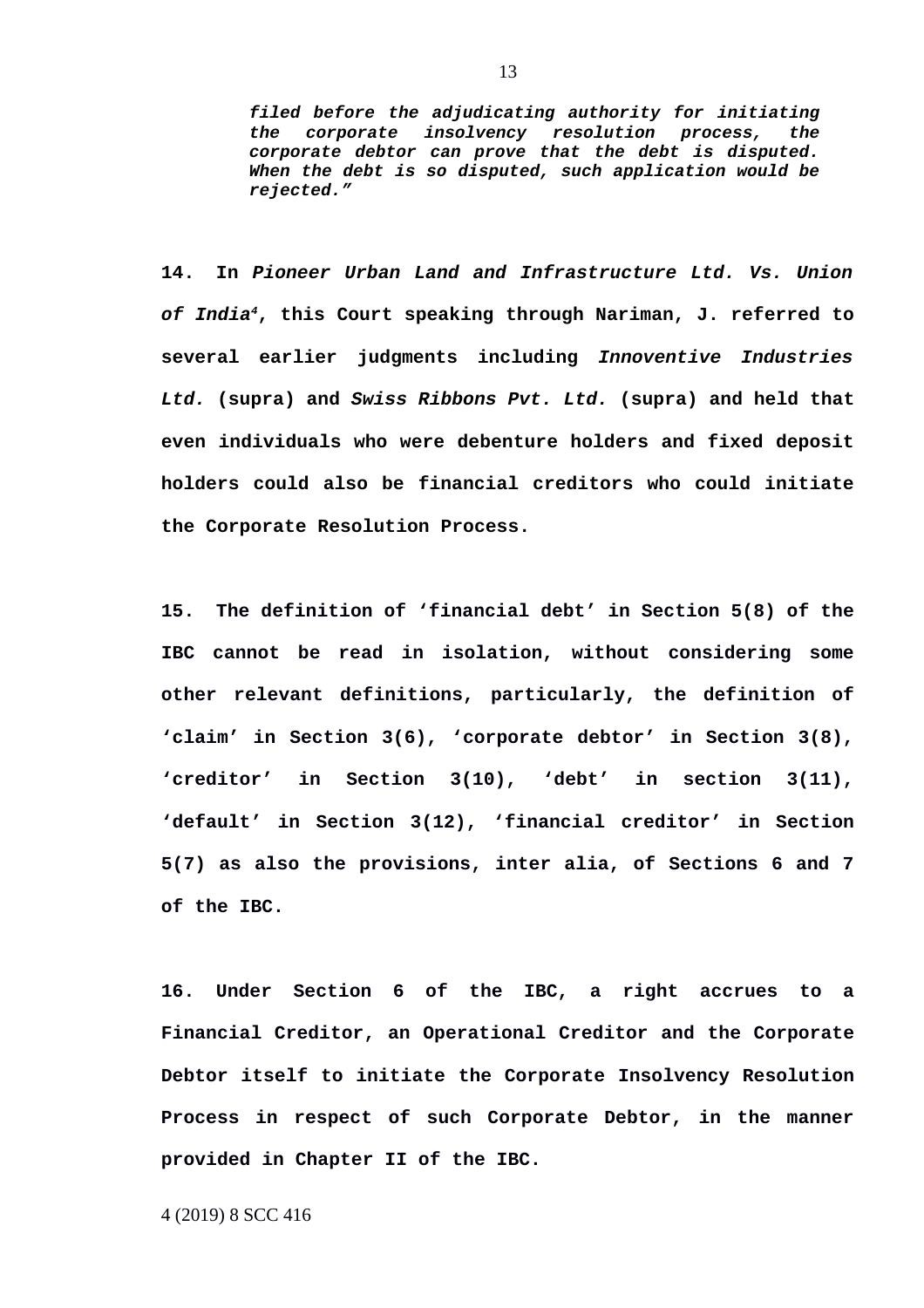> ***filed before the adjudicating authority for initiating the corporate insolvency resolution process, the corporate debtor can prove that the debt is disputed. When the debt is so disputed, such application would be rejected."***

**14. In *Pioneer Urban Land and Infrastructure Ltd. Vs. Union of India*[4], this Court speaking through Nariman, J. referred to several earlier judgments including *Innoventive Industries Ltd.* (supra) and *Swiss Ribbons Pvt. Ltd.* (supra) and held that even individuals who were debenture holders and fixed deposit holders could also be financial creditors who could initiate the Corporate Resolution Process.**

**15. The definition of 'financial debt' in Section 5(8) of the IBC cannot be read in isolation, without considering some other relevant definitions, particularly, the definition of 'claim' in Section 3(6), 'corporate debtor' in Section 3(8), 'creditor' in Section 3(10), 'debt' in section 3(11), 'default' in Section 3(12), 'financial creditor' in Section 5(7) as also the provisions, inter alia, of Sections 6 and 7 of the IBC.**

**16. Under Section 6 of the IBC, a right accrues to a Financial Creditor, an Operational Creditor and the Corporate Debtor itself to initiate the Corporate Insolvency Resolution Process in respect of such Corporate Debtor, in the manner provided in Chapter II of the IBC.**

4 (2019) 8 SCC 416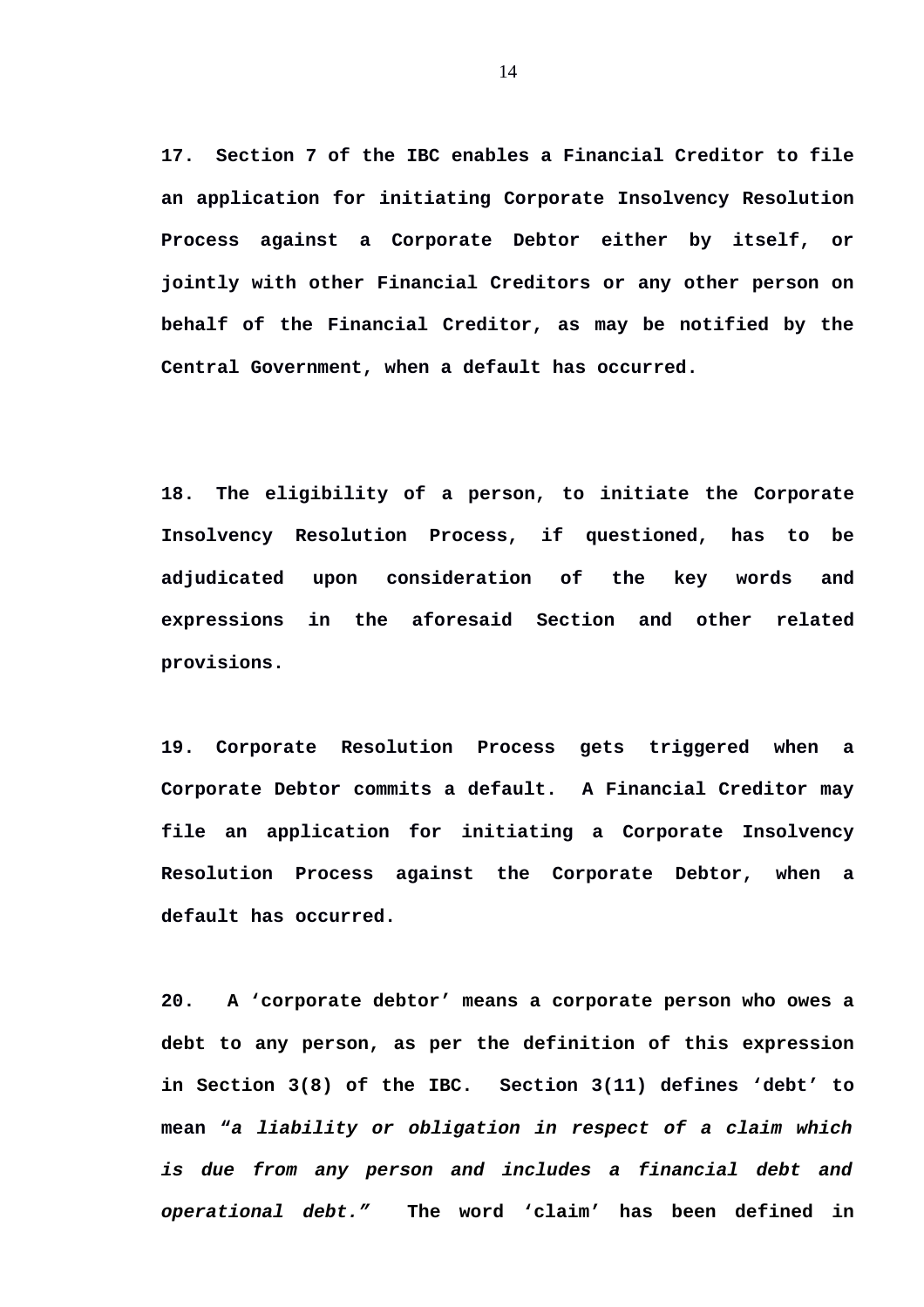**17. Section 7 of the IBC enables a Financial Creditor to file an application for initiating Corporate Insolvency Resolution Process against a Corporate Debtor either by itself, or jointly with other Financial Creditors or any other person on behalf of the Financial Creditor, as may be notified by the Central Government, when a default has occurred.**

**18. The eligibility of a person, to initiate the Corporate Insolvency Resolution Process, if questioned, has to be adjudicated upon consideration of the key words and expressions in the aforesaid Section and other related provisions.**

**19. Corporate Resolution Process gets triggered when a Corporate Debtor commits a default. A Financial Creditor may file an application for initiating a Corporate Insolvency Resolution Process against the Corporate Debtor, when a default has occurred.**

**20. A 'corporate debtor' means a corporate person who owes a debt to any person, as per the definition of this expression in Section 3(8) of the IBC. Section 3(11) defines 'debt' to mean *"a liability or obligation in respect of a claim which is due from any person and includes a financial debt and operational debt."* The word 'claim' has been defined in**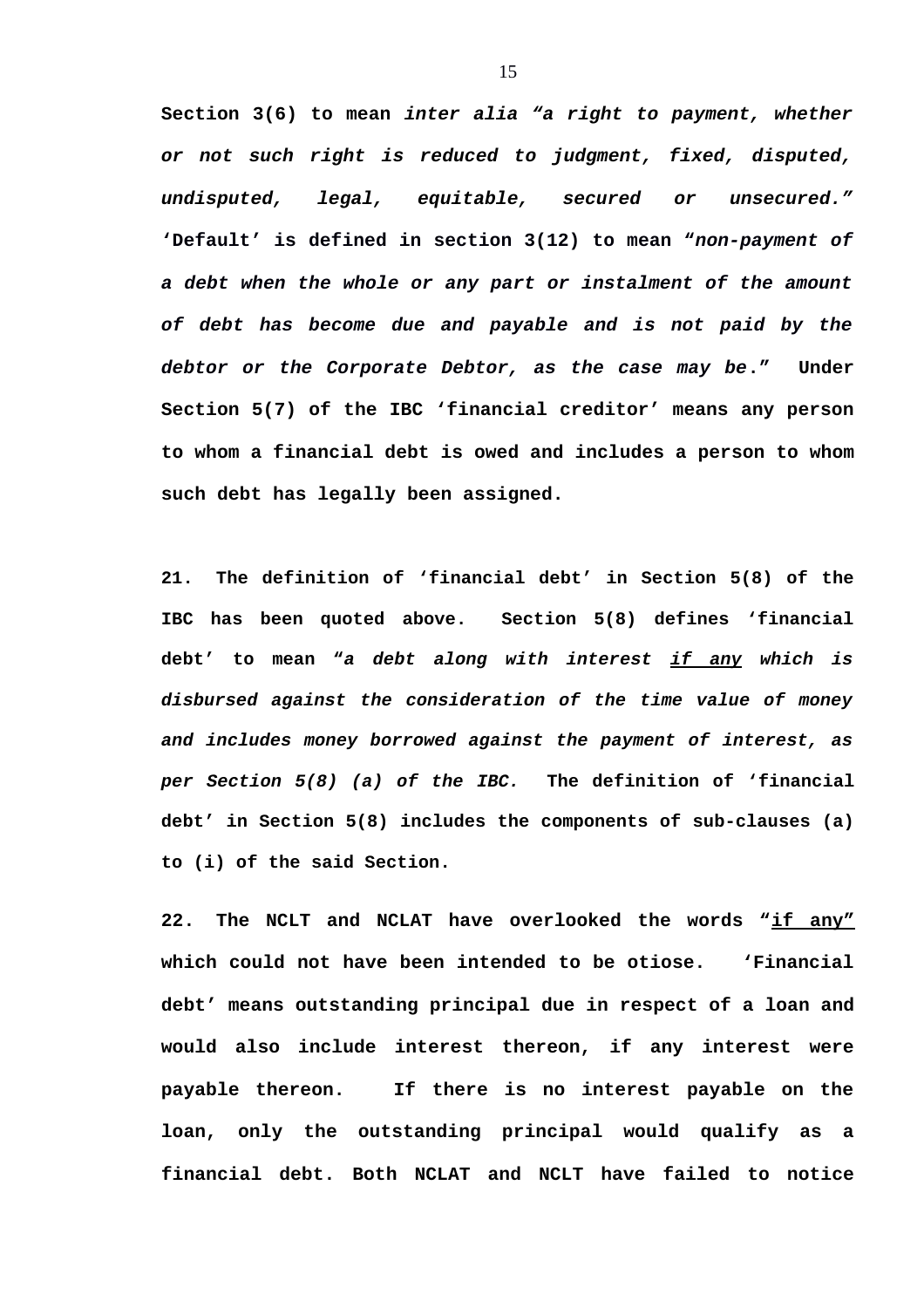**Section 3(6) to mean** ***inter alia “a right to payment, whether or not such right is reduced to judgment, fixed, disputed, undisputed, legal, equitable, secured or unsecured.”*** **‘Default’ is defined in section 3(12) to mean “*non-payment of a debt when the whole or any part or instalment of the amount of debt has become due and payable and is not paid by the debtor or the Corporate Debtor, as the case may be*.” Under Section 5(7) of the IBC ‘financial creditor’ means any person to whom a financial debt is owed and includes a person to whom such debt has legally been assigned.**

**21. The definition of ‘financial debt’ in Section 5(8) of the IBC has been quoted above. Section 5(8) defines ‘financial debt’ to mean “*a debt along with interest <u>if any</u> which is disbursed against the consideration of the time value of money and includes money borrowed against the payment of interest, as per Section 5(8) (a) of the IBC.*  The definition of ‘financial debt’ in Section 5(8) includes the components of sub-clauses (a) to (i) of the said Section.**

**22. The NCLT and NCLAT have overlooked the words “<u>if any</u>” which could not have been intended to be otiose. ‘Financial debt’ means outstanding principal due in respect of a loan and would also include interest thereon, if any interest were payable thereon. If there is no interest payable on the loan, only the outstanding principal would qualify as a financial debt. Both NCLAT and NCLT have failed to notice**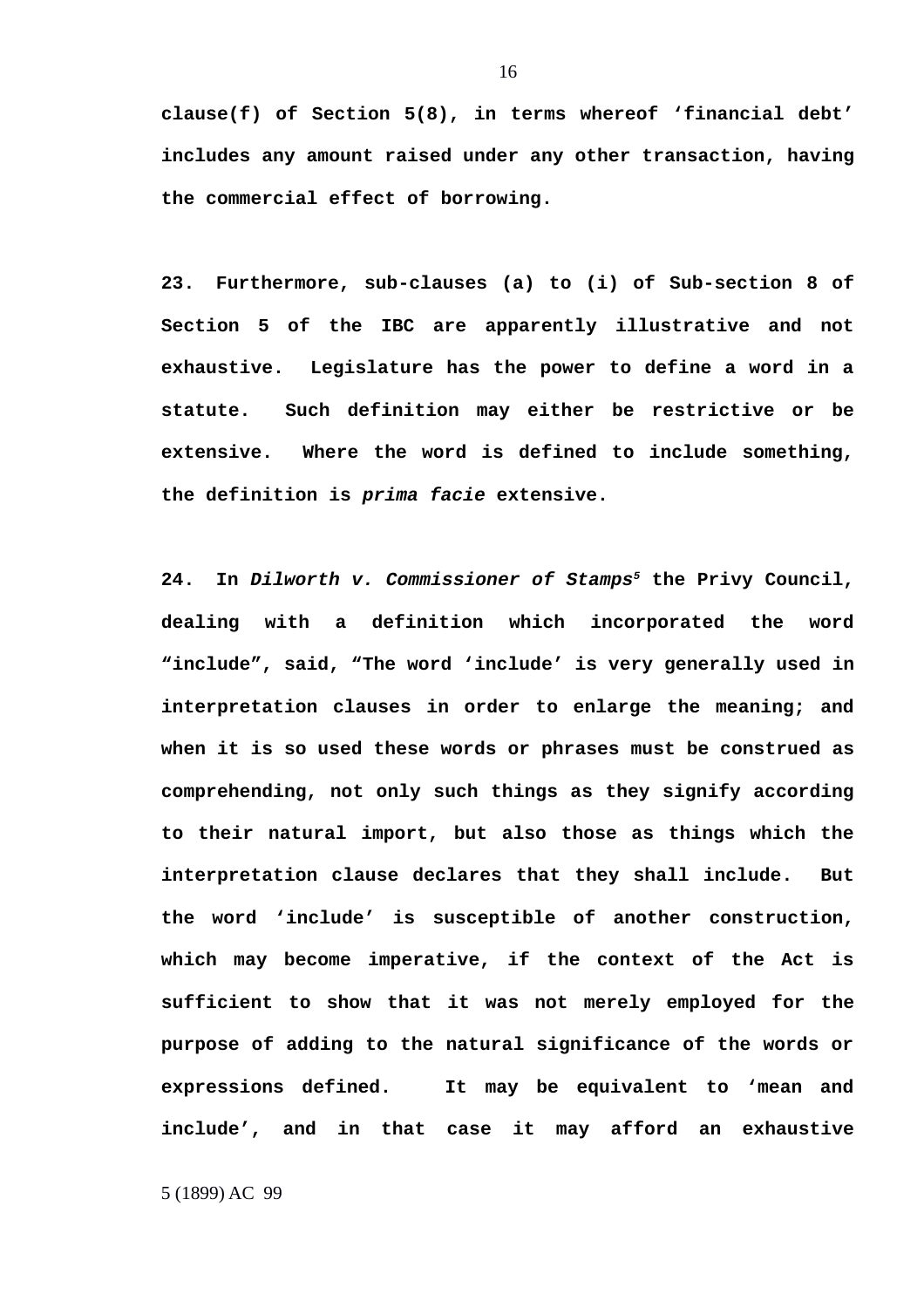**clause(f) of Section 5(8), in terms whereof 'financial debt' includes any amount raised under any other transaction, having the commercial effect of borrowing.**

**23. Furthermore, sub-clauses (a) to (i) of Sub-section 8 of Section 5 of the IBC are apparently illustrative and not exhaustive. Legislature has the power to define a word in a statute. Such definition may either be restrictive or be extensive. Where the word is defined to include something, the definition is *prima facie* extensive.**

**24. In *Dilworth v. Commissioner of Stamps*[5] the Privy Council, dealing with a definition which incorporated the word "include", said, "The word 'include' is very generally used in interpretation clauses in order to enlarge the meaning; and when it is so used these words or phrases must be construed as comprehending, not only such things as they signify according to their natural import, but also those as things which the interpretation clause declares that they shall include. But the word 'include' is susceptible of another construction, which may become imperative, if the context of the Act is sufficient to show that it was not merely employed for the purpose of adding to the natural significance of the words or expressions defined. It may be equivalent to 'mean and include', and in that case it may afford an exhaustive**

5 (1899) AC 99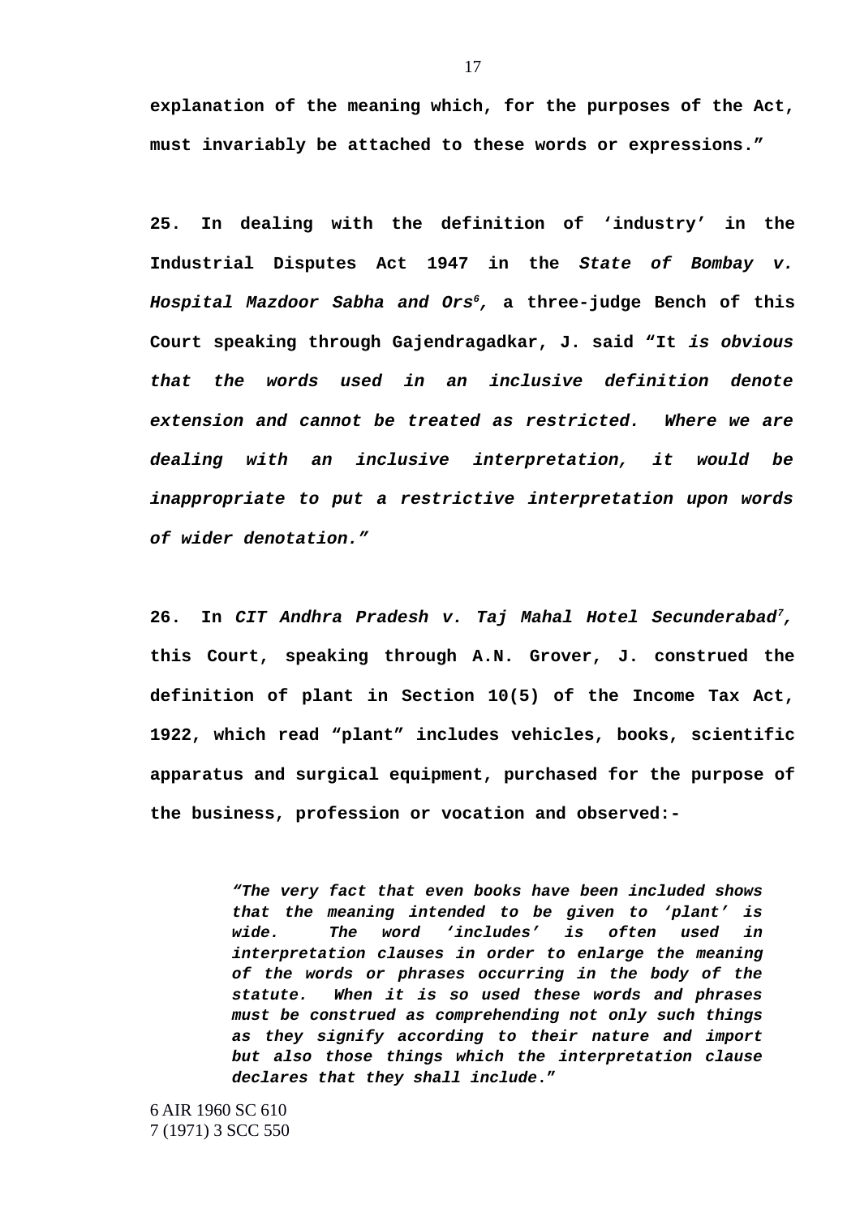**explanation of the meaning which, for the purposes of the Act, must invariably be attached to these words or expressions."**

**25. In dealing with the definition of 'industry' in the Industrial Disputes Act 1947 in the *State of Bombay v. Hospital Mazdoor Sabha and Ors*[6], a three-judge Bench of this Court speaking through Gajendragadkar, J. said "It *is obvious that the words used in an inclusive definition denote extension and cannot be treated as restricted. Where we are dealing with an inclusive interpretation, it would be inappropriate to put a restrictive interpretation upon words of wider denotation."***

**26. In *CIT Andhra Pradesh v. Taj Mahal Hotel Secunderabad*[7], this Court, speaking through A.N. Grover, J. construed the definition of plant in Section 10(5) of the Income Tax Act, 1922, which read "plant" includes vehicles, books, scientific apparatus and surgical equipment, purchased for the purpose of the business, profession or vocation and observed:-**

> ***"The very fact that even books have been included shows that the meaning intended to be given to 'plant' is wide. The word 'includes' is often used in interpretation clauses in order to enlarge the meaning of the words or phrases occurring in the body of the statute. When it is so used these words and phrases must be construed as comprehending not only such things as they signify according to their nature and import but also those things which the interpretation clause declares that they shall include."***

6 AIR 1960 SC 610
7 (1971) 3 SCC 550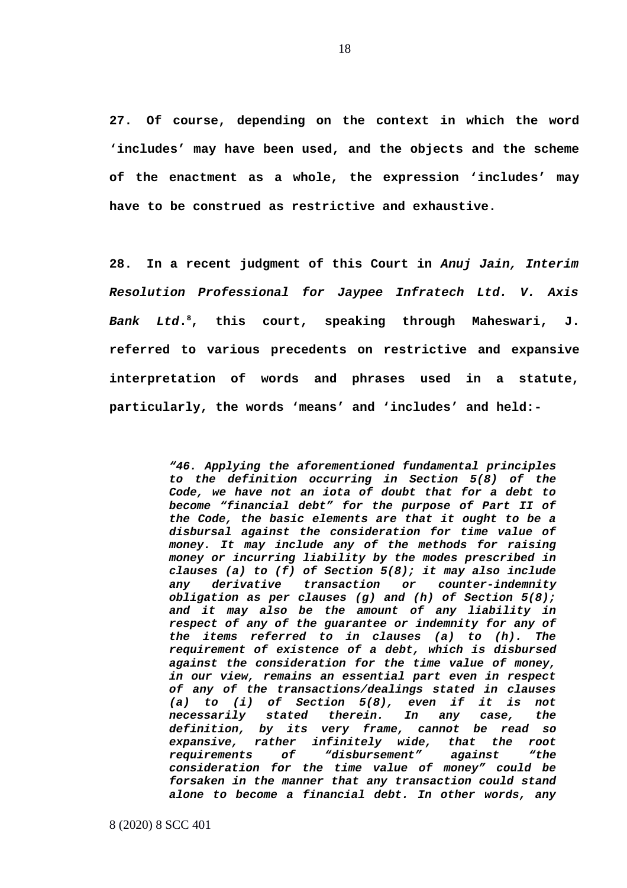**27. Of course, depending on the context in which the word 'includes' may have been used, and the objects and the scheme of the enactment as a whole, the expression 'includes' may have to be construed as restrictive and exhaustive.**

**28. In a recent judgment of this Court in *Anuj Jain, Interim Resolution Professional for Jaypee Infratech Ltd. V. Axis Bank Ltd.*[8], this court, speaking through Maheswari, J. referred to various precedents on restrictive and expansive interpretation of words and phrases used in a statute, particularly, the words 'means' and 'includes' and held:-**

> ***"46. Applying the aforementioned fundamental principles to the definition occurring in Section 5(8) of the Code, we have not an iota of doubt that for a debt to become "financial debt" for the purpose of Part II of the Code, the basic elements are that it ought to be a disbursal against the consideration for time value of money. It may include any of the methods for raising money or incurring liability by the modes prescribed in clauses (a) to (f) of Section 5(8); it may also include any derivative transaction or counter-indemnity obligation as per clauses (g) and (h) of Section 5(8); and it may also be the amount of any liability in respect of any of the guarantee or indemnity for any of the items referred to in clauses (a) to (h). The requirement of existence of a debt, which is disbursed against the consideration for the time value of money, in our view, remains an essential part even in respect of any of the transactions/dealings stated in clauses (a) to (i) of Section 5(8), even if it is not necessarily stated therein. In any case, the definition, by its very frame, cannot be read so expansive, rather infinitely wide, that the root requirements of "disbursement" against "the consideration for the time value of money" could be forsaken in the manner that any transaction could stand alone to become a financial debt. In other words, any***

8 (2020) 8 SCC 401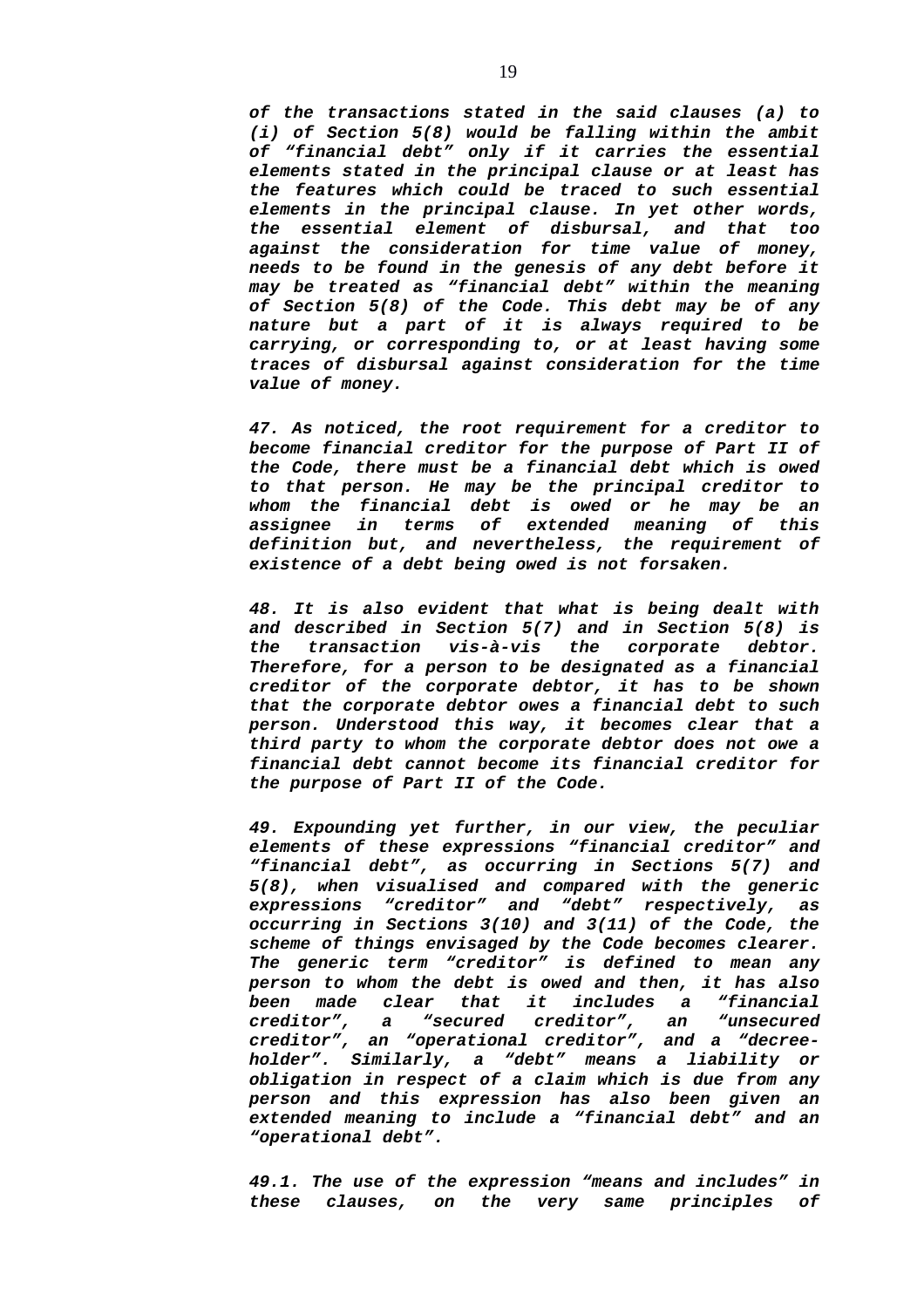*of the transactions stated in the said clauses (a) to (i) of Section 5(8) would be falling within the ambit of "financial debt" only if it carries the essential elements stated in the principal clause or at least has the features which could be traced to such essential elements in the principal clause. In yet other words, the essential element of disbursal, and that too against the consideration for time value of money, needs to be found in the genesis of any debt before it may be treated as "financial debt" within the meaning of Section 5(8) of the Code. This debt may be of any nature but a part of it is always required to be carrying, or corresponding to, or at least having some traces of disbursal against consideration for the time value of money.*

*47. As noticed, the root requirement for a creditor to become financial creditor for the purpose of Part II of the Code, there must be a financial debt which is owed to that person. He may be the principal creditor to whom the financial debt is owed or he may be an assignee in terms of extended meaning of this definition but, and nevertheless, the requirement of existence of a debt being owed is not forsaken.*

*48. It is also evident that what is being dealt with and described in Section 5(7) and in Section 5(8) is the transaction vis-à-vis the corporate debtor. Therefore, for a person to be designated as a financial creditor of the corporate debtor, it has to be shown that the corporate debtor owes a financial debt to such person. Understood this way, it becomes clear that a third party to whom the corporate debtor does not owe a financial debt cannot become its financial creditor for the purpose of Part II of the Code.*

*49. Expounding yet further, in our view, the peculiar elements of these expressions "financial creditor" and "financial debt", as occurring in Sections 5(7) and 5(8), when visualised and compared with the generic expressions "creditor" and "debt" respectively, as occurring in Sections 3(10) and 3(11) of the Code, the scheme of things envisaged by the Code becomes clearer. The generic term "creditor" is defined to mean any person to whom the debt is owed and then, it has also been made clear that it includes a "financial creditor", a "secured creditor", an "unsecured creditor", an "operational creditor", and a "decree-holder". Similarly, a "debt" means a liability or obligation in respect of a claim which is due from any person and this expression has also been given an extended meaning to include a "financial debt" and an "operational debt".*

*49.1. The use of the expression "means and includes" in these clauses, on the very same principles of*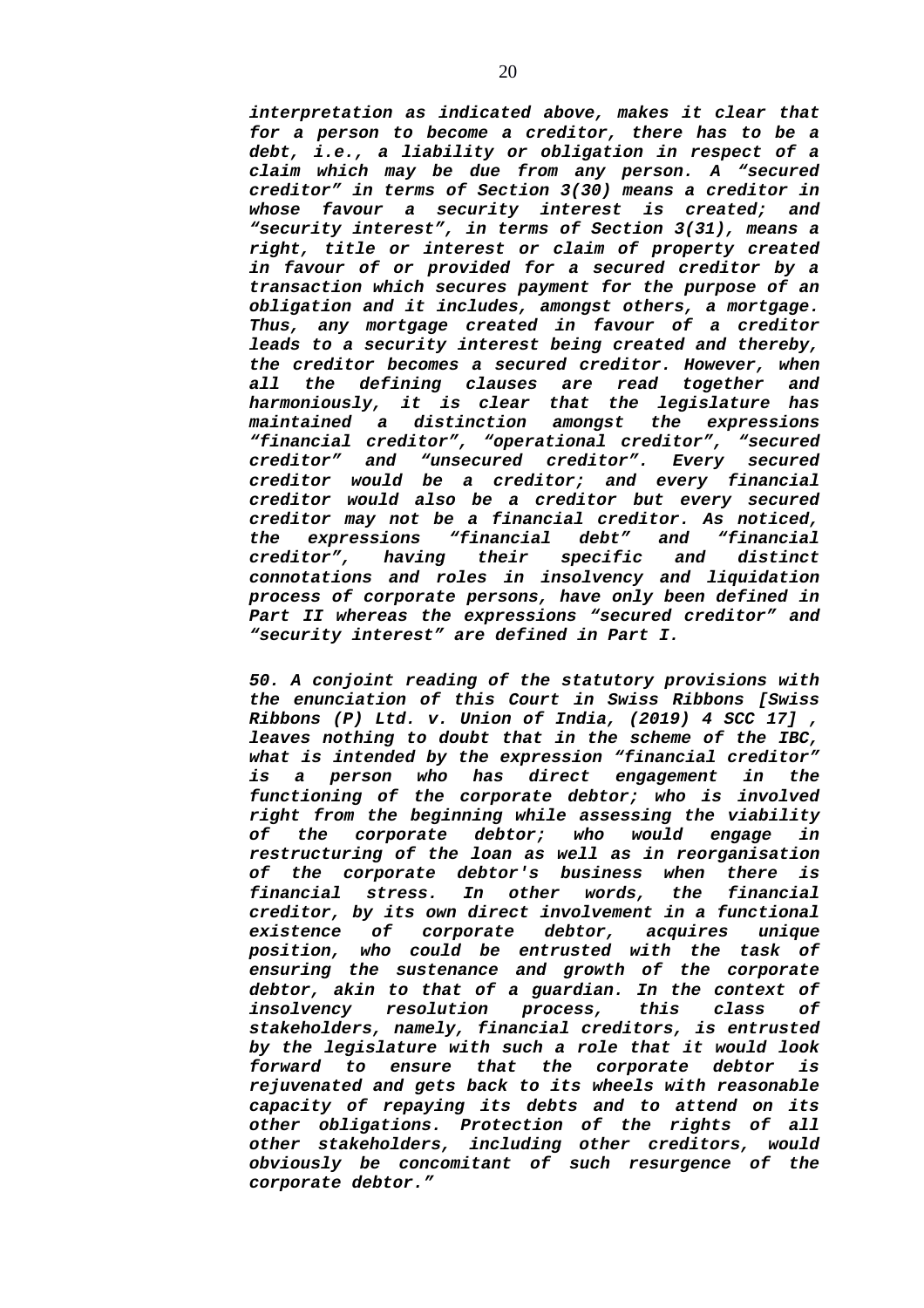*interpretation as indicated above, makes it clear that for a person to become a creditor, there has to be a debt, i.e., a liability or obligation in respect of a claim which may be due from any person. A "secured creditor" in terms of Section 3(30) means a creditor in whose favour a security interest is created; and "security interest", in terms of Section 3(31), means a right, title or interest or claim of property created in favour of or provided for a secured creditor by a transaction which secures payment for the purpose of an obligation and it includes, amongst others, a mortgage. Thus, any mortgage created in favour of a creditor leads to a security interest being created and thereby, the creditor becomes a secured creditor. However, when all the defining clauses are read together and harmoniously, it is clear that the legislature has maintained a distinction amongst the expressions "financial creditor", "operational creditor", "secured creditor" and "unsecured creditor". Every secured creditor would be a creditor; and every financial creditor would also be a creditor but every secured creditor may not be a financial creditor. As noticed, the expressions "financial debt" and "financial creditor", having their specific and distinct connotations and roles in insolvency and liquidation process of corporate persons, have only been defined in Part II whereas the expressions "secured creditor" and "security interest" are defined in Part I.*

*50. A conjoint reading of the statutory provisions with the enunciation of this Court in Swiss Ribbons [Swiss Ribbons (P) Ltd. v. Union of India, (2019) 4 SCC 17] , leaves nothing to doubt that in the scheme of the IBC, what is intended by the expression "financial creditor" is a person who has direct engagement in the functioning of the corporate debtor; who is involved right from the beginning while assessing the viability of the corporate debtor; who would engage in restructuring of the loan as well as in reorganisation of the corporate debtor's business when there is financial stress. In other words, the financial creditor, by its own direct involvement in a functional existence of corporate debtor, acquires unique position, who could be entrusted with the task of ensuring the sustenance and growth of the corporate debtor, akin to that of a guardian. In the context of insolvency resolution process, this class of stakeholders, namely, financial creditors, is entrusted by the legislature with such a role that it would look forward to ensure that the corporate debtor is rejuvenated and gets back to its wheels with reasonable capacity of repaying its debts and to attend on its other obligations. Protection of the rights of all other stakeholders, including other creditors, would obviously be concomitant of such resurgence of the corporate debtor."*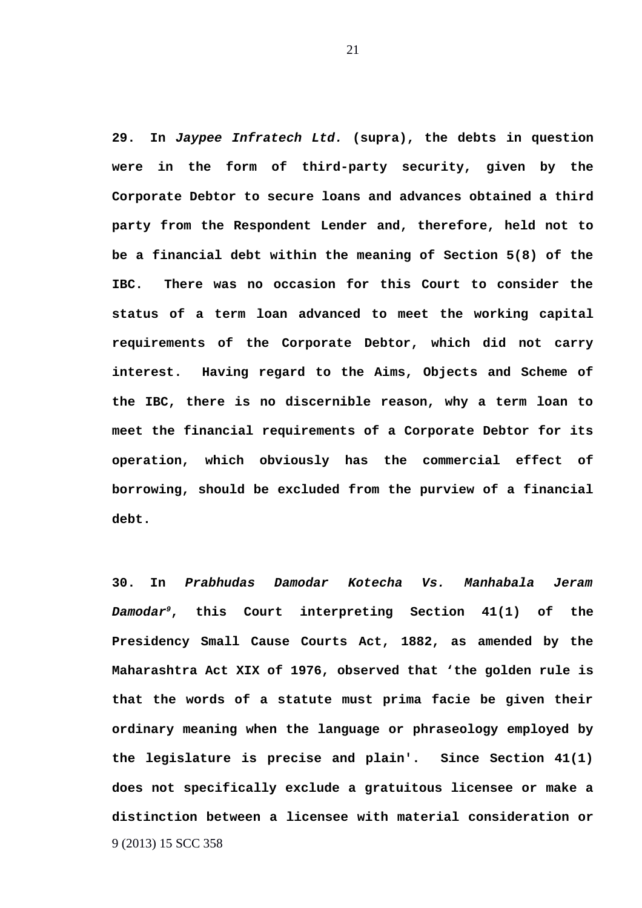**29. In *Jaypee Infratech Ltd.* (supra), the debts in question were in the form of third-party security, given by the Corporate Debtor to secure loans and advances obtained a third party from the Respondent Lender and, therefore, held not to be a financial debt within the meaning of Section 5(8) of the IBC. There was no occasion for this Court to consider the status of a term loan advanced to meet the working capital requirements of the Corporate Debtor, which did not carry interest. Having regard to the Aims, Objects and Scheme of the IBC, there is no discernible reason, why a term loan to meet the financial requirements of a Corporate Debtor for its operation, which obviously has the commercial effect of borrowing, should be excluded from the purview of a financial debt.**

**30. In *Prabhudas Damodar Kotecha Vs. Manhabala Jeram Damodar*[9], this Court interpreting Section 41(1) of the Presidency Small Cause Courts Act, 1882, as amended by the Maharashtra Act XIX of 1976, observed that 'the golden rule is that the words of a statute must prima facie be given their ordinary meaning when the language or phraseology employed by the legislature is precise and plain'. Since Section 41(1) does not specifically exclude a gratuitous licensee or make a distinction between a licensee with material consideration or**

9 (2013) 15 SCC 358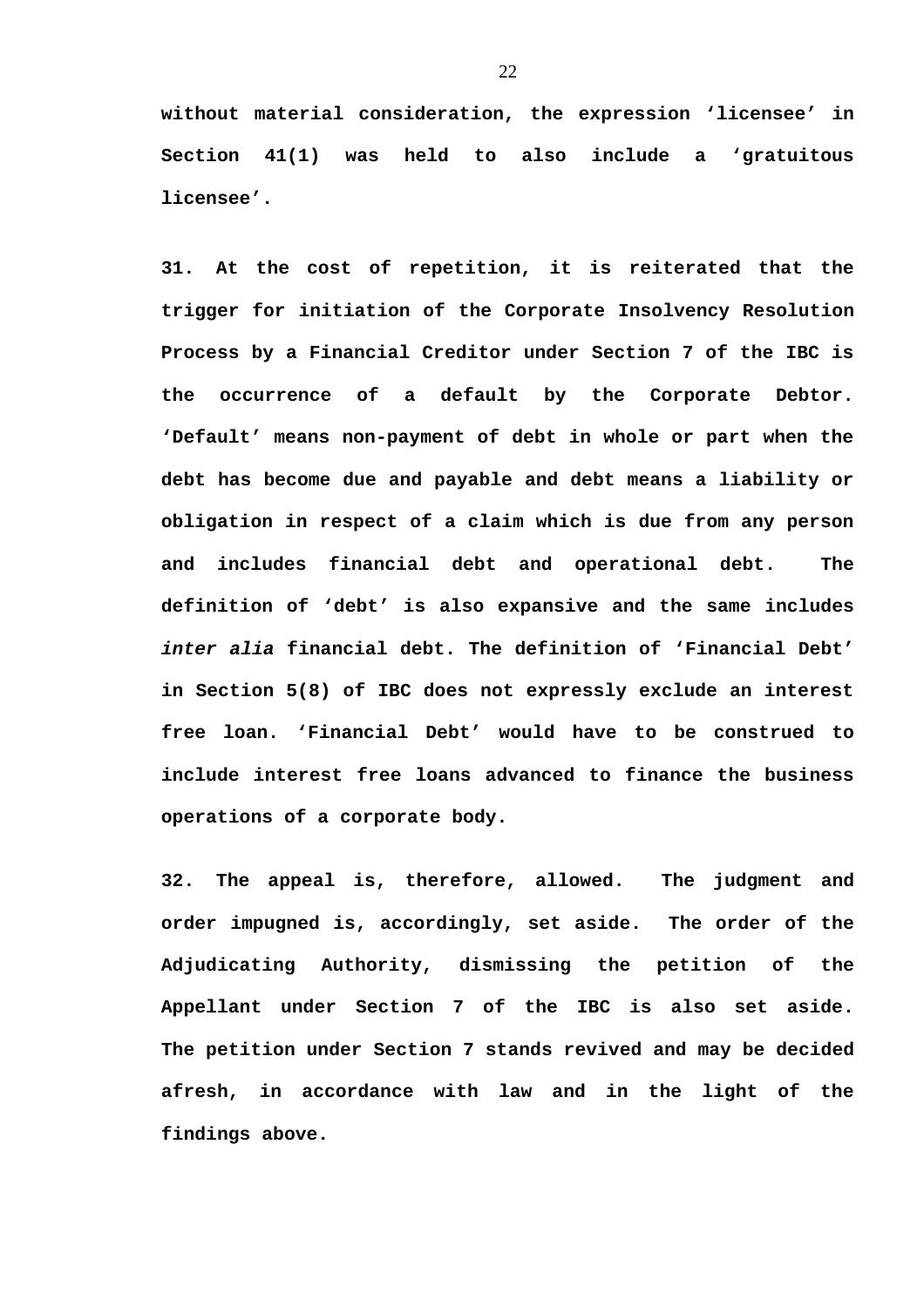**without material consideration, the expression 'licensee' in Section 41(1) was held to also include a 'gratuitous licensee'.**

**31. At the cost of repetition, it is reiterated that the trigger for initiation of the Corporate Insolvency Resolution Process by a Financial Creditor under Section 7 of the IBC is the occurrence of a default by the Corporate Debtor. 'Default' means non-payment of debt in whole or part when the debt has become due and payable and debt means a liability or obligation in respect of a claim which is due from any person and includes financial debt and operational debt. The definition of 'debt' is also expansive and the same includes *inter alia* financial debt. The definition of 'Financial Debt' in Section 5(8) of IBC does not expressly exclude an interest free loan. 'Financial Debt' would have to be construed to include interest free loans advanced to finance the business operations of a corporate body.**

**32. The appeal is, therefore, allowed. The judgment and order impugned is, accordingly, set aside. The order of the Adjudicating Authority, dismissing the petition of the Appellant under Section 7 of the IBC is also set aside. The petition under Section 7 stands revived and may be decided afresh, in accordance with law and in the light of the findings above.**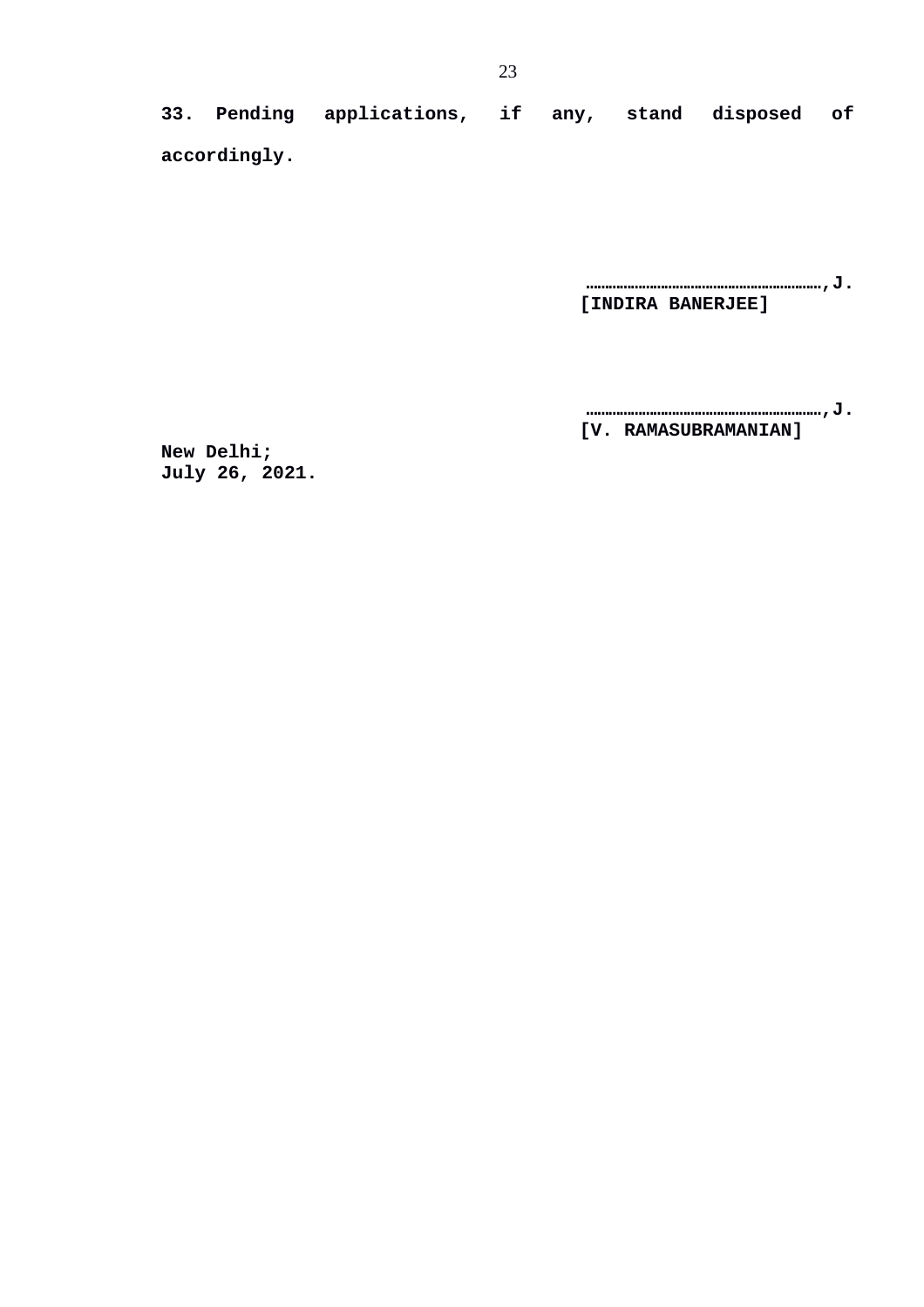**33. Pending applications, if any, stand disposed of accordingly.**

**……………………………………………………,J.**
**[INDIRA BANERJEE]**

**……………………………………………………,J.**
**[V. RAMASUBRAMANIAN]**

**New Delhi;**
**July 26, 2021.**